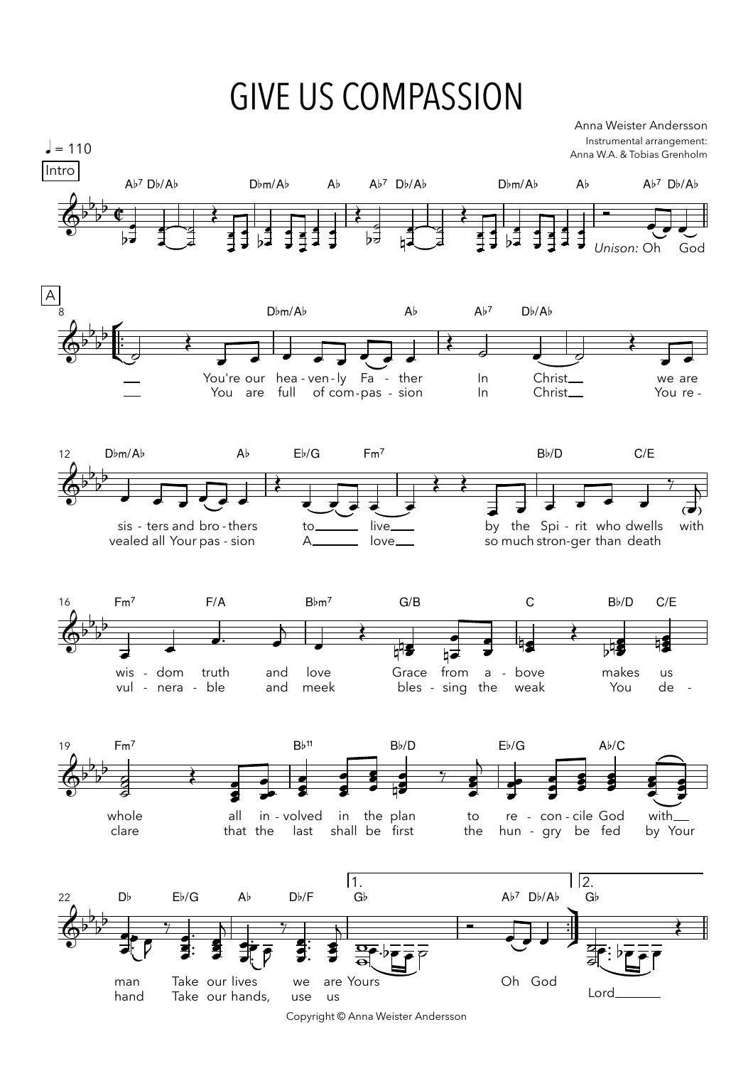# GIVE US COMPASSION

Anna Weister Andersson

Instrumental arrangement:
Anna W.A. & Tobias Grenholm

♩ = 110

**Intro**

Ab7 Db/Ab — Dbm/Ab — Ab — Ab7 Db/Ab — Dbm/Ab — Ab — Ab7 Db/Ab

*Unison:* Oh God

**A**

Dbm/Ab — Ab — Ab7 — Db/Ab

You're our hea - ven - ly Fa - ther In Christ we are
You are full of com - pas - sion In Christ You re -

Dbm/Ab — Ab — Eb/G — Fm7 — Bb/D — C/E

sis - ters and bro - thers to live by the Spi - rit who dwells with
vealed all Your pas - sion A love so much stron - ger than death

Fm7 — F/A — Bbm7 — G/B — C — Bb/D — C/E

wis - dom truth and love Grace from a - bove makes us
vul - nera - ble and meek bles - sing the weak You de -

Fm7 — Bb11 — Bb/D — Eb/G — Ab/C

whole all in - volved in the plan to re - con - cile God with
clare that the last shall be first the hun - gry be fed by Your

Db — Eb/G — Ab — Db/F — 1. Gb — Ab7 Db/Ab — 2. Gb

man Take our lives we are Yours Oh God
hand Take our hands, use us Lord

Copyright © Anna Weister Andersson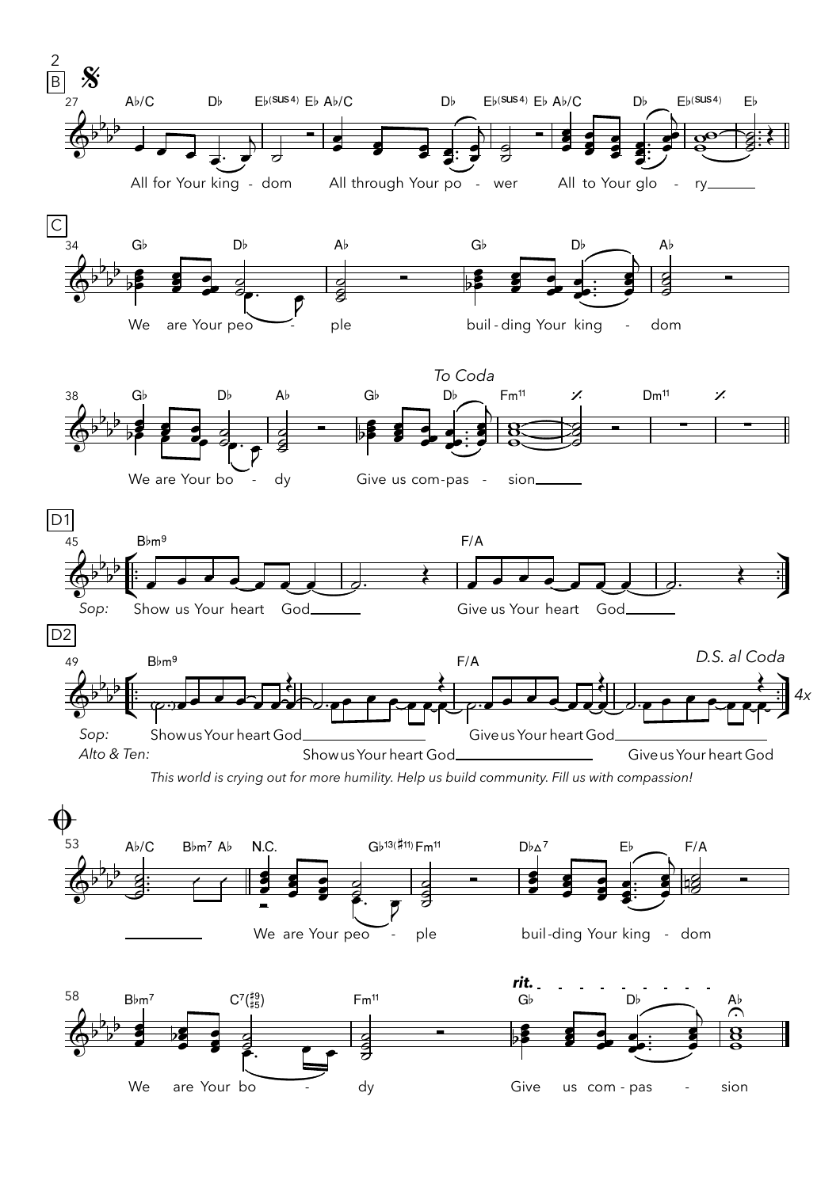B

All for Your kingdom
All through Your power
All to Your glory

C

We are Your people
building Your kingdom

We are Your body
Give us compassion

*To Coda*

D1

*Sop:* Show us Your heart God
Give us Your heart God

D2

*D.S. al Coda*

4x

*Sop:* Show us Your heart God
Give us Your heart God

*Alto & Ten:* Show us Your heart God
Give us Your heart God

*This world is crying out for more humility. Help us build community. Fill us with compassion!*

We are Your people
building Your kingdom

We are Your body

*rit.*

Give us compassion